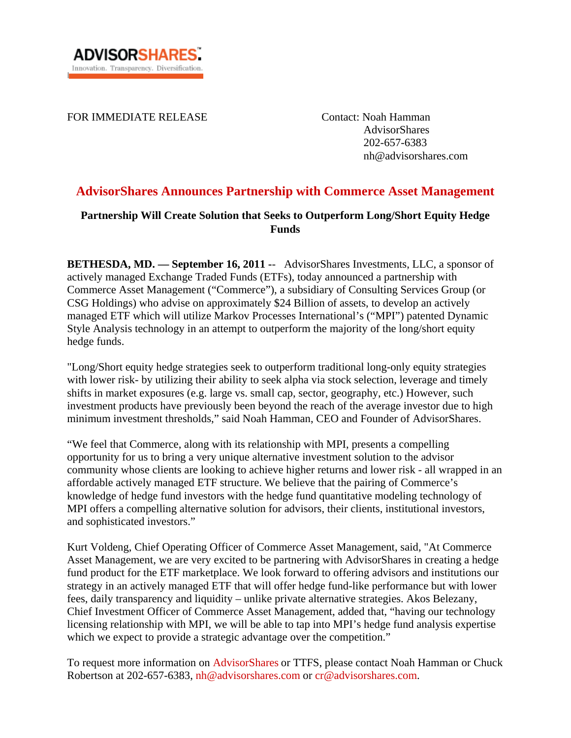ADVISORSHARES™
Innovation. Transparency. Diversification.

FOR IMMEDIATE RELEASE

Contact: Noah Hamman
AdvisorShares
202-657-6383
nh@advisorshares.com

# AdvisorShares Announces Partnership with Commerce Asset Management

## Partnership Will Create Solution that Seeks to Outperform Long/Short Equity Hedge Funds

**BETHESDA, MD. — September 16, 2011** -- AdvisorShares Investments, LLC, a sponsor of actively managed Exchange Traded Funds (ETFs), today announced a partnership with Commerce Asset Management ("Commerce"), a subsidiary of Consulting Services Group (or CSG Holdings) who advise on approximately $24 Billion of assets, to develop an actively managed ETF which will utilize Markov Processes International's ("MPI") patented Dynamic Style Analysis technology in an attempt to outperform the majority of the long/short equity hedge funds.

"Long/Short equity hedge strategies seek to outperform traditional long-only equity strategies with lower risk- by utilizing their ability to seek alpha via stock selection, leverage and timely shifts in market exposures (e.g. large vs. small cap, sector, geography, etc.) However, such investment products have previously been beyond the reach of the average investor due to high minimum investment thresholds," said Noah Hamman, CEO and Founder of AdvisorShares.

"We feel that Commerce, along with its relationship with MPI, presents a compelling opportunity for us to bring a very unique alternative investment solution to the advisor community whose clients are looking to achieve higher returns and lower risk - all wrapped in an affordable actively managed ETF structure. We believe that the pairing of Commerce's knowledge of hedge fund investors with the hedge fund quantitative modeling technology of MPI offers a compelling alternative solution for advisors, their clients, institutional investors, and sophisticated investors."

Kurt Voldeng, Chief Operating Officer of Commerce Asset Management, said, "At Commerce Asset Management, we are very excited to be partnering with AdvisorShares in creating a hedge fund product for the ETF marketplace. We look forward to offering advisors and institutions our strategy in an actively managed ETF that will offer hedge fund-like performance but with lower fees, daily transparency and liquidity – unlike private alternative strategies. Akos Belezany, Chief Investment Officer of Commerce Asset Management, added that, "having our technology licensing relationship with MPI, we will be able to tap into MPI's hedge fund analysis expertise which we expect to provide a strategic advantage over the competition."

To request more information on AdvisorShares or TTFS, please contact Noah Hamman or Chuck Robertson at 202-657-6383, nh@advisorshares.com or cr@advisorshares.com.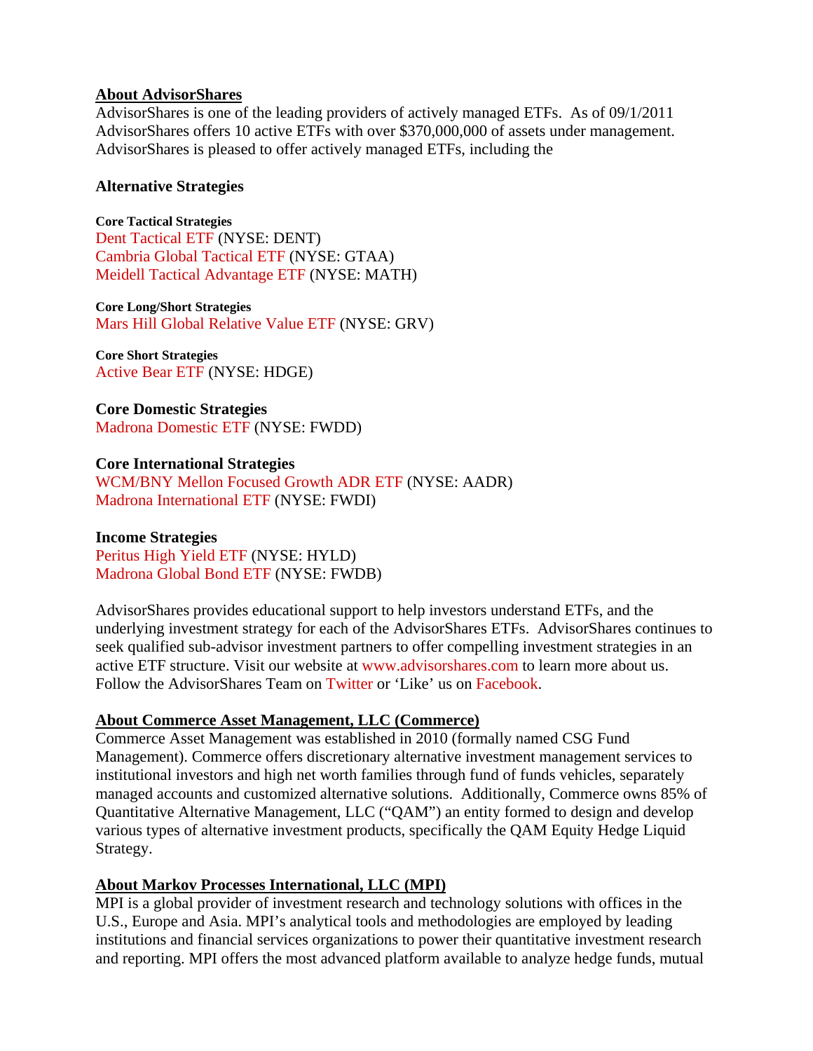## About AdvisorShares

AdvisorShares is one of the leading providers of actively managed ETFs. As of 09/1/2011 AdvisorShares offers 10 active ETFs with over $370,000,000 of assets under management. AdvisorShares is pleased to offer actively managed ETFs, including the

### Alternative Strategies

**Core Tactical Strategies**
Dent Tactical ETF (NYSE: DENT)
Cambria Global Tactical ETF (NYSE: GTAA)
Meidell Tactical Advantage ETF (NYSE: MATH)

**Core Long/Short Strategies**
Mars Hill Global Relative Value ETF (NYSE: GRV)

**Core Short Strategies**
Active Bear ETF (NYSE: HDGE)

### Core Domestic Strategies

Madrona Domestic ETF (NYSE: FWDD)

### Core International Strategies

WCM/BNY Mellon Focused Growth ADR ETF (NYSE: AADR)
Madrona International ETF (NYSE: FWDI)

### Income Strategies

Peritus High Yield ETF (NYSE: HYLD)
Madrona Global Bond ETF (NYSE: FWDB)

AdvisorShares provides educational support to help investors understand ETFs, and the underlying investment strategy for each of the AdvisorShares ETFs. AdvisorShares continues to seek qualified sub-advisor investment partners to offer compelling investment strategies in an active ETF structure. Visit our website at www.advisorshares.com to learn more about us. Follow the AdvisorShares Team on Twitter or 'Like' us on Facebook.

## About Commerce Asset Management, LLC (Commerce)

Commerce Asset Management was established in 2010 (formally named CSG Fund Management). Commerce offers discretionary alternative investment management services to institutional investors and high net worth families through fund of funds vehicles, separately managed accounts and customized alternative solutions. Additionally, Commerce owns 85% of Quantitative Alternative Management, LLC ("QAM") an entity formed to design and develop various types of alternative investment products, specifically the QAM Equity Hedge Liquid Strategy.

## About Markov Processes International, LLC (MPI)

MPI is a global provider of investment research and technology solutions with offices in the U.S., Europe and Asia. MPI's analytical tools and methodologies are employed by leading institutions and financial services organizations to power their quantitative investment research and reporting. MPI offers the most advanced platform available to analyze hedge funds, mutual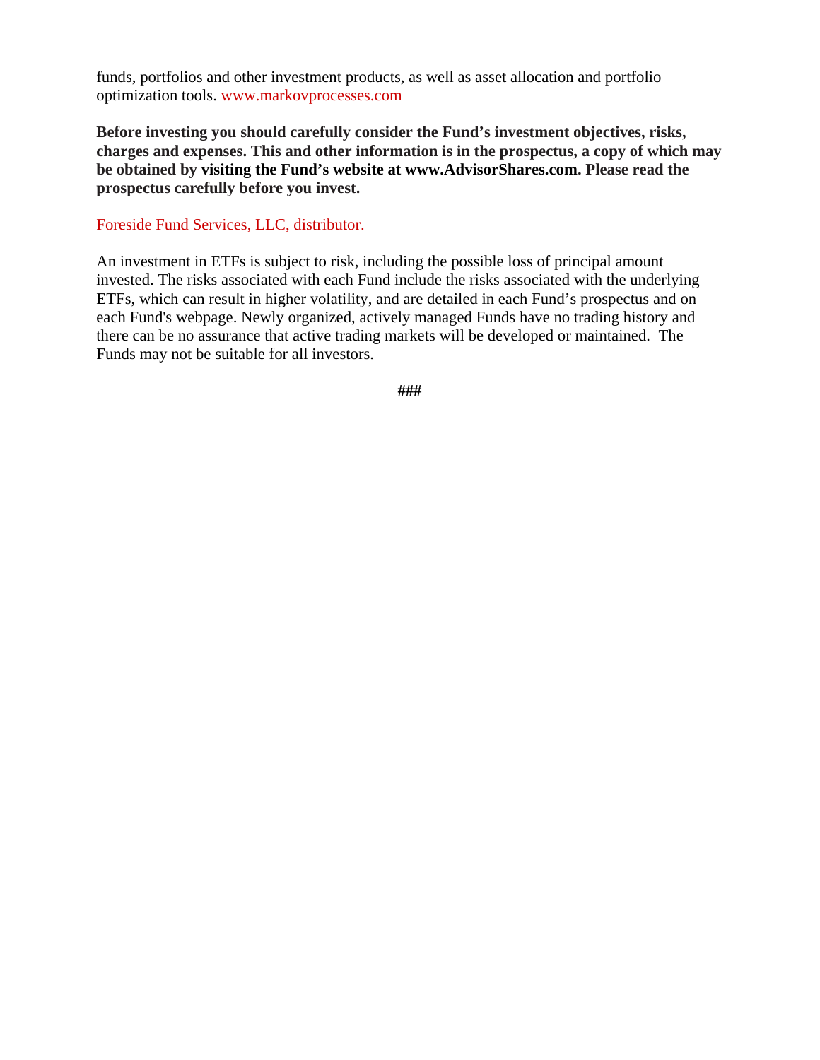funds, portfolios and other investment products, as well as asset allocation and portfolio optimization tools. www.markovprocesses.com

**Before investing you should carefully consider the Fund's investment objectives, risks, charges and expenses. This and other information is in the prospectus, a copy of which may be obtained by visiting the Fund's website at www.AdvisorShares.com. Please read the prospectus carefully before you invest.**

Foreside Fund Services, LLC, distributor.

An investment in ETFs is subject to risk, including the possible loss of principal amount invested. The risks associated with each Fund include the risks associated with the underlying ETFs, which can result in higher volatility, and are detailed in each Fund's prospectus and on each Fund's webpage. Newly organized, actively managed Funds have no trading history and there can be no assurance that active trading markets will be developed or maintained. The Funds may not be suitable for all investors.

**###**